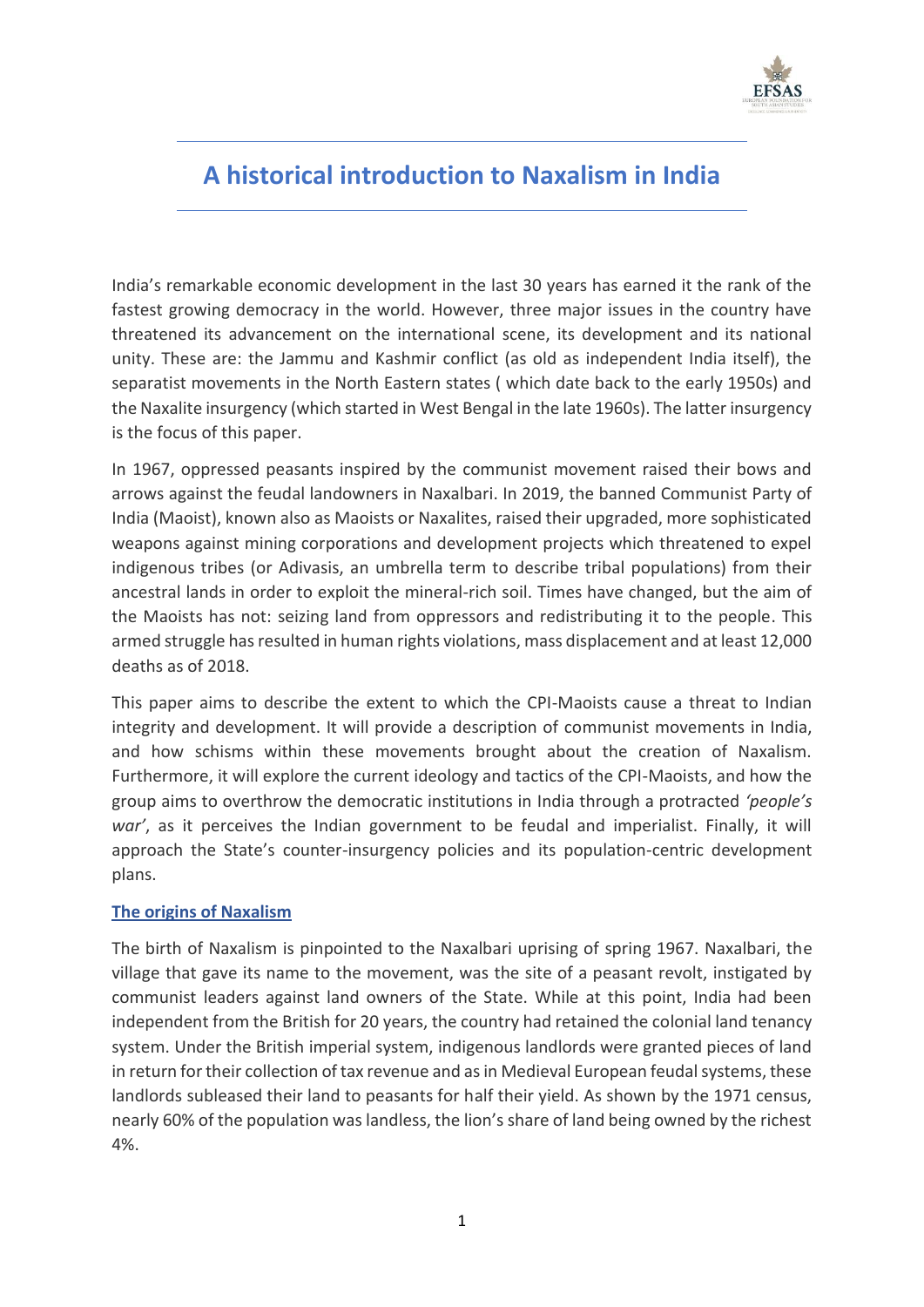# A historical introduction to Naxalism in India

India's remarkable economic development in the last 30 years has earned it the rank of the fastest growing democracy in the world. However, three major issues in the country have threatened its advancement on the international scene, its development and its national unity. These are: the Jammu and Kashmir conflict (as old as independent India itself), the separatist movements in the North Eastern states ( which date back to the early 1950s) and the Naxalite insurgency (which started in West Bengal in the late 1960s). The latter insurgency is the focus of this paper.

In 1967, oppressed peasants inspired by the communist movement raised their bows and arrows against the feudal landowners in Naxalbari. In 2019, the banned Communist Party of India (Maoist), known also as Maoists or Naxalites, raised their upgraded, more sophisticated weapons against mining corporations and development projects which threatened to expel indigenous tribes (or Adivasis, an umbrella term to describe tribal populations) from their ancestral lands in order to exploit the mineral-rich soil. Times have changed, but the aim of the Maoists has not: seizing land from oppressors and redistributing it to the people. This armed struggle has resulted in human rights violations, mass displacement and at least 12,000 deaths as of 2018.

This paper aims to describe the extent to which the CPI-Maoists cause a threat to Indian integrity and development. It will provide a description of communist movements in India, and how schisms within these movements brought about the creation of Naxalism. Furthermore, it will explore the current ideology and tactics of the CPI-Maoists, and how the group aims to overthrow the democratic institutions in India through a protracted *'people's war'*, as it perceives the Indian government to be feudal and imperialist. Finally, it will approach the State's counter-insurgency policies and its population-centric development plans.

## The origins of Naxalism

The birth of Naxalism is pinpointed to the Naxalbari uprising of spring 1967. Naxalbari, the village that gave its name to the movement, was the site of a peasant revolt, instigated by communist leaders against land owners of the State. While at this point, India had been independent from the British for 20 years, the country had retained the colonial land tenancy system. Under the British imperial system, indigenous landlords were granted pieces of land in return for their collection of tax revenue and as in Medieval European feudal systems, these landlords subleased their land to peasants for half their yield. As shown by the 1971 census, nearly 60% of the population was landless, the lion's share of land being owned by the richest 4%.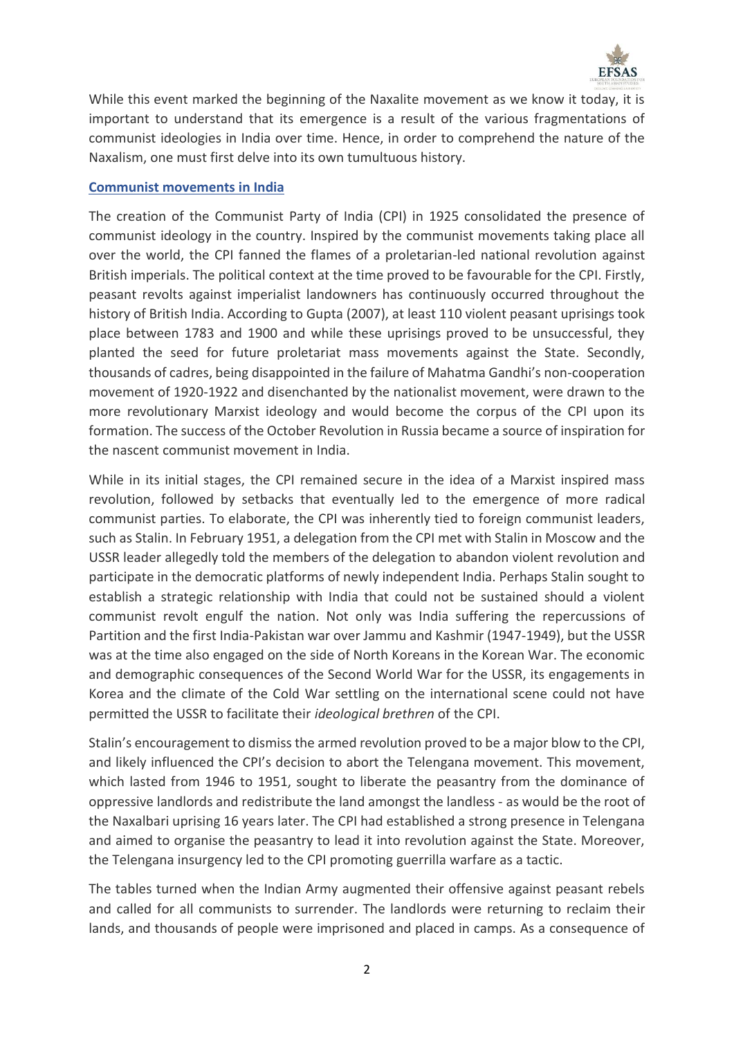While this event marked the beginning of the Naxalite movement as we know it today, it is important to understand that its emergence is a result of the various fragmentations of communist ideologies in India over time. Hence, in order to comprehend the nature of the Naxalism, one must first delve into its own tumultuous history.

## Communist movements in India

The creation of the Communist Party of India (CPI) in 1925 consolidated the presence of communist ideology in the country. Inspired by the communist movements taking place all over the world, the CPI fanned the flames of a proletarian-led national revolution against British imperials. The political context at the time proved to be favourable for the CPI. Firstly, peasant revolts against imperialist landowners has continuously occurred throughout the history of British India. According to Gupta (2007), at least 110 violent peasant uprisings took place between 1783 and 1900 and while these uprisings proved to be unsuccessful, they planted the seed for future proletariat mass movements against the State. Secondly, thousands of cadres, being disappointed in the failure of Mahatma Gandhi's non-cooperation movement of 1920-1922 and disenchanted by the nationalist movement, were drawn to the more revolutionary Marxist ideology and would become the corpus of the CPI upon its formation. The success of the October Revolution in Russia became a source of inspiration for the nascent communist movement in India.

While in its initial stages, the CPI remained secure in the idea of a Marxist inspired mass revolution, followed by setbacks that eventually led to the emergence of more radical communist parties. To elaborate, the CPI was inherently tied to foreign communist leaders, such as Stalin. In February 1951, a delegation from the CPI met with Stalin in Moscow and the USSR leader allegedly told the members of the delegation to abandon violent revolution and participate in the democratic platforms of newly independent India. Perhaps Stalin sought to establish a strategic relationship with India that could not be sustained should a violent communist revolt engulf the nation. Not only was India suffering the repercussions of Partition and the first India-Pakistan war over Jammu and Kashmir (1947-1949), but the USSR was at the time also engaged on the side of North Koreans in the Korean War. The economic and demographic consequences of the Second World War for the USSR, its engagements in Korea and the climate of the Cold War settling on the international scene could not have permitted the USSR to facilitate their *ideological brethren* of the CPI.

Stalin's encouragement to dismiss the armed revolution proved to be a major blow to the CPI, and likely influenced the CPI's decision to abort the Telengana movement. This movement, which lasted from 1946 to 1951, sought to liberate the peasantry from the dominance of oppressive landlords and redistribute the land amongst the landless - as would be the root of the Naxalbari uprising 16 years later. The CPI had established a strong presence in Telengana and aimed to organise the peasantry to lead it into revolution against the State. Moreover, the Telengana insurgency led to the CPI promoting guerrilla warfare as a tactic.

The tables turned when the Indian Army augmented their offensive against peasant rebels and called for all communists to surrender. The landlords were returning to reclaim their lands, and thousands of people were imprisoned and placed in camps. As a consequence of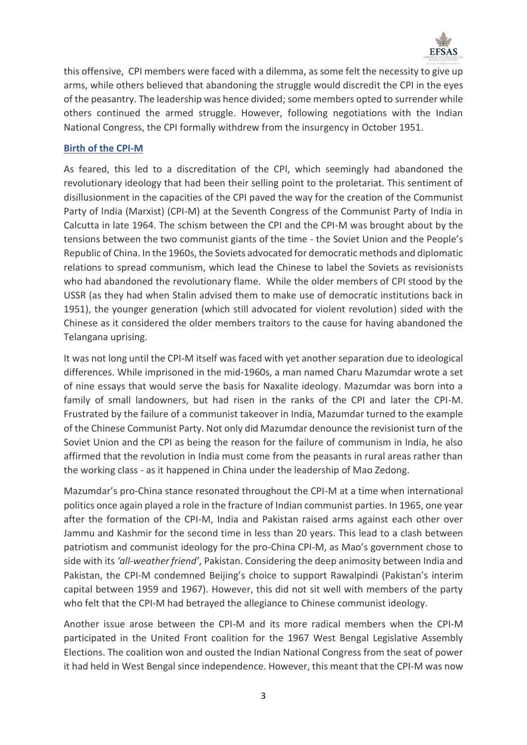this offensive, CPI members were faced with a dilemma, as some felt the necessity to give up arms, while others believed that abandoning the struggle would discredit the CPI in the eyes of the peasantry. The leadership was hence divided; some members opted to surrender while others continued the armed struggle. However, following negotiations with the Indian National Congress, the CPI formally withdrew from the insurgency in October 1951.

## Birth of the CPI-M

As feared, this led to a discreditation of the CPI, which seemingly had abandoned the revolutionary ideology that had been their selling point to the proletariat. This sentiment of disillusionment in the capacities of the CPI paved the way for the creation of the Communist Party of India (Marxist) (CPI-M) at the Seventh Congress of the Communist Party of India in Calcutta in late 1964. The schism between the CPI and the CPI-M was brought about by the tensions between the two communist giants of the time - the Soviet Union and the People's Republic of China. In the 1960s, the Soviets advocated for democratic methods and diplomatic relations to spread communism, which lead the Chinese to label the Soviets as revisionists who had abandoned the revolutionary flame. While the older members of CPI stood by the USSR (as they had when Stalin advised them to make use of democratic institutions back in 1951), the younger generation (which still advocated for violent revolution) sided with the Chinese as it considered the older members traitors to the cause for having abandoned the Telangana uprising.

It was not long until the CPI-M itself was faced with yet another separation due to ideological differences. While imprisoned in the mid-1960s, a man named Charu Mazumdar wrote a set of nine essays that would serve the basis for Naxalite ideology. Mazumdar was born into a family of small landowners, but had risen in the ranks of the CPI and later the CPI-M. Frustrated by the failure of a communist takeover in India, Mazumdar turned to the example of the Chinese Communist Party. Not only did Mazumdar denounce the revisionist turn of the Soviet Union and the CPI as being the reason for the failure of communism in India, he also affirmed that the revolution in India must come from the peasants in rural areas rather than the working class - as it happened in China under the leadership of Mao Zedong.

Mazumdar's pro-China stance resonated throughout the CPI-M at a time when international politics once again played a role in the fracture of Indian communist parties. In 1965, one year after the formation of the CPI-M, India and Pakistan raised arms against each other over Jammu and Kashmir for the second time in less than 20 years. This lead to a clash between patriotism and communist ideology for the pro-China CPI-M, as Mao's government chose to side with its *'all-weather friend'*, Pakistan. Considering the deep animosity between India and Pakistan, the CPI-M condemned Beijing's choice to support Rawalpindi (Pakistan's interim capital between 1959 and 1967). However, this did not sit well with members of the party who felt that the CPI-M had betrayed the allegiance to Chinese communist ideology.

Another issue arose between the CPI-M and its more radical members when the CPI-M participated in the United Front coalition for the 1967 West Bengal Legislative Assembly Elections. The coalition won and ousted the Indian National Congress from the seat of power it had held in West Bengal since independence. However, this meant that the CPI-M was now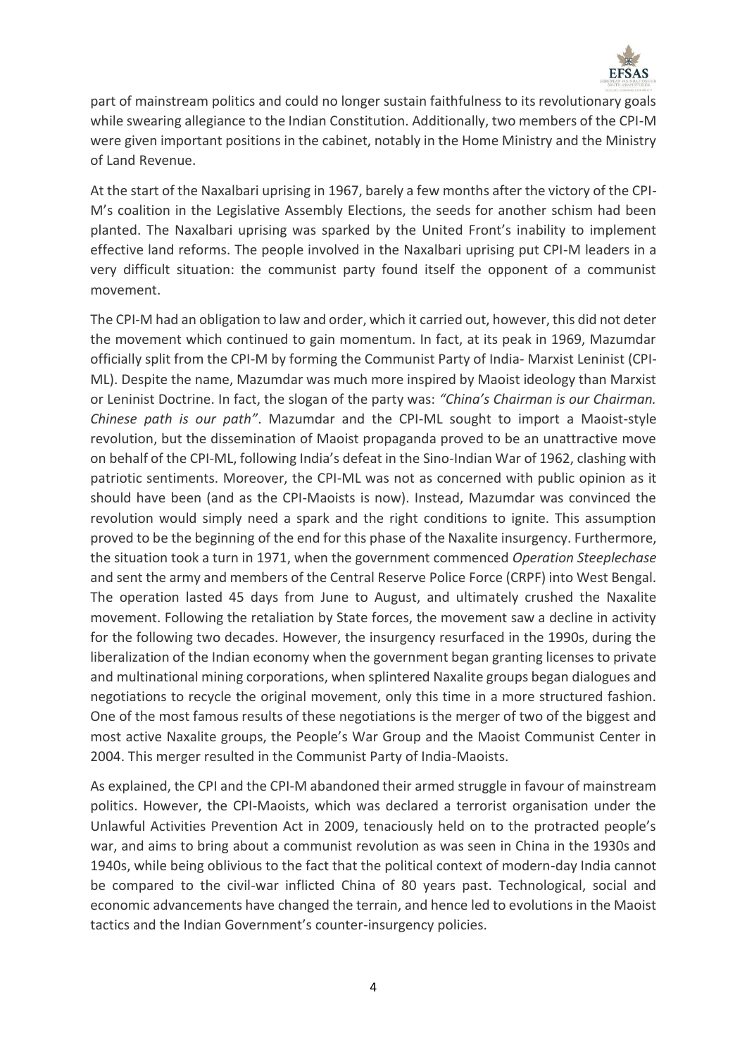part of mainstream politics and could no longer sustain faithfulness to its revolutionary goals while swearing allegiance to the Indian Constitution. Additionally, two members of the CPI-M were given important positions in the cabinet, notably in the Home Ministry and the Ministry of Land Revenue.

At the start of the Naxalbari uprising in 1967, barely a few months after the victory of the CPI-M's coalition in the Legislative Assembly Elections, the seeds for another schism had been planted. The Naxalbari uprising was sparked by the United Front's inability to implement effective land reforms. The people involved in the Naxalbari uprising put CPI-M leaders in a very difficult situation: the communist party found itself the opponent of a communist movement.

The CPI-M had an obligation to law and order, which it carried out, however, this did not deter the movement which continued to gain momentum. In fact, at its peak in 1969, Mazumdar officially split from the CPI-M by forming the Communist Party of India- Marxist Leninist (CPI-ML). Despite the name, Mazumdar was much more inspired by Maoist ideology than Marxist or Leninist Doctrine. In fact, the slogan of the party was: *"China's Chairman is our Chairman. Chinese path is our path"*. Mazumdar and the CPI-ML sought to import a Maoist-style revolution, but the dissemination of Maoist propaganda proved to be an unattractive move on behalf of the CPI-ML, following India's defeat in the Sino-Indian War of 1962, clashing with patriotic sentiments. Moreover, the CPI-ML was not as concerned with public opinion as it should have been (and as the CPI-Maoists is now). Instead, Mazumdar was convinced the revolution would simply need a spark and the right conditions to ignite. This assumption proved to be the beginning of the end for this phase of the Naxalite insurgency. Furthermore, the situation took a turn in 1971, when the government commenced *Operation Steeplechase* and sent the army and members of the Central Reserve Police Force (CRPF) into West Bengal. The operation lasted 45 days from June to August, and ultimately crushed the Naxalite movement. Following the retaliation by State forces, the movement saw a decline in activity for the following two decades. However, the insurgency resurfaced in the 1990s, during the liberalization of the Indian economy when the government began granting licenses to private and multinational mining corporations, when splintered Naxalite groups began dialogues and negotiations to recycle the original movement, only this time in a more structured fashion. One of the most famous results of these negotiations is the merger of two of the biggest and most active Naxalite groups, the People's War Group and the Maoist Communist Center in 2004. This merger resulted in the Communist Party of India-Maoists.

As explained, the CPI and the CPI-M abandoned their armed struggle in favour of mainstream politics. However, the CPI-Maoists, which was declared a terrorist organisation under the Unlawful Activities Prevention Act in 2009, tenaciously held on to the protracted people's war, and aims to bring about a communist revolution as was seen in China in the 1930s and 1940s, while being oblivious to the fact that the political context of modern-day India cannot be compared to the civil-war inflicted China of 80 years past. Technological, social and economic advancements have changed the terrain, and hence led to evolutions in the Maoist tactics and the Indian Government's counter-insurgency policies.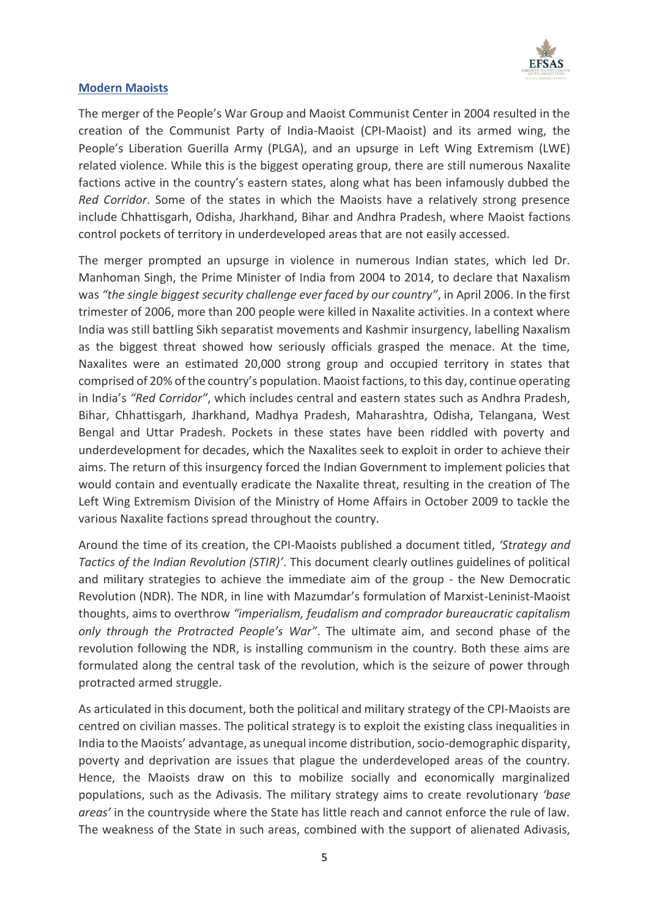## Modern Maoists

The merger of the People's War Group and Maoist Communist Center in 2004 resulted in the creation of the Communist Party of India-Maoist (CPI-Maoist) and its armed wing, the People's Liberation Guerilla Army (PLGA), and an upsurge in Left Wing Extremism (LWE) related violence. While this is the biggest operating group, there are still numerous Naxalite factions active in the country's eastern states, along what has been infamously dubbed the *Red Corridor*. Some of the states in which the Maoists have a relatively strong presence include Chhattisgarh, Odisha, Jharkhand, Bihar and Andhra Pradesh, where Maoist factions control pockets of territory in underdeveloped areas that are not easily accessed.

The merger prompted an upsurge in violence in numerous Indian states, which led Dr. Manhoman Singh, the Prime Minister of India from 2004 to 2014, to declare that Naxalism was *"the single biggest security challenge ever faced by our country"*, in April 2006. In the first trimester of 2006, more than 200 people were killed in Naxalite activities. In a context where India was still battling Sikh separatist movements and Kashmir insurgency, labelling Naxalism as the biggest threat showed how seriously officials grasped the menace. At the time, Naxalites were an estimated 20,000 strong group and occupied territory in states that comprised of 20% of the country's population. Maoist factions, to this day, continue operating in India's *"Red Corridor"*, which includes central and eastern states such as Andhra Pradesh, Bihar, Chhattisgarh, Jharkhand, Madhya Pradesh, Maharashtra, Odisha, Telangana, West Bengal and Uttar Pradesh. Pockets in these states have been riddled with poverty and underdevelopment for decades, which the Naxalites seek to exploit in order to achieve their aims. The return of this insurgency forced the Indian Government to implement policies that would contain and eventually eradicate the Naxalite threat, resulting in the creation of The Left Wing Extremism Division of the Ministry of Home Affairs in October 2009 to tackle the various Naxalite factions spread throughout the country.

Around the time of its creation, the CPI-Maoists published a document titled, *'Strategy and Tactics of the Indian Revolution (STIR)'*. This document clearly outlines guidelines of political and military strategies to achieve the immediate aim of the group - the New Democratic Revolution (NDR). The NDR, in line with Mazumdar's formulation of Marxist-Leninist-Maoist thoughts, aims to overthrow *"imperialism, feudalism and comprador bureaucratic capitalism only through the Protracted People's War"*. The ultimate aim, and second phase of the revolution following the NDR, is installing communism in the country. Both these aims are formulated along the central task of the revolution, which is the seizure of power through protracted armed struggle.

As articulated in this document, both the political and military strategy of the CPI-Maoists are centred on civilian masses. The political strategy is to exploit the existing class inequalities in India to the Maoists' advantage, as unequal income distribution, socio-demographic disparity, poverty and deprivation are issues that plague the underdeveloped areas of the country. Hence, the Maoists draw on this to mobilize socially and economically marginalized populations, such as the Adivasis. The military strategy aims to create revolutionary *'base areas'* in the countryside where the State has little reach and cannot enforce the rule of law. The weakness of the State in such areas, combined with the support of alienated Adivasis,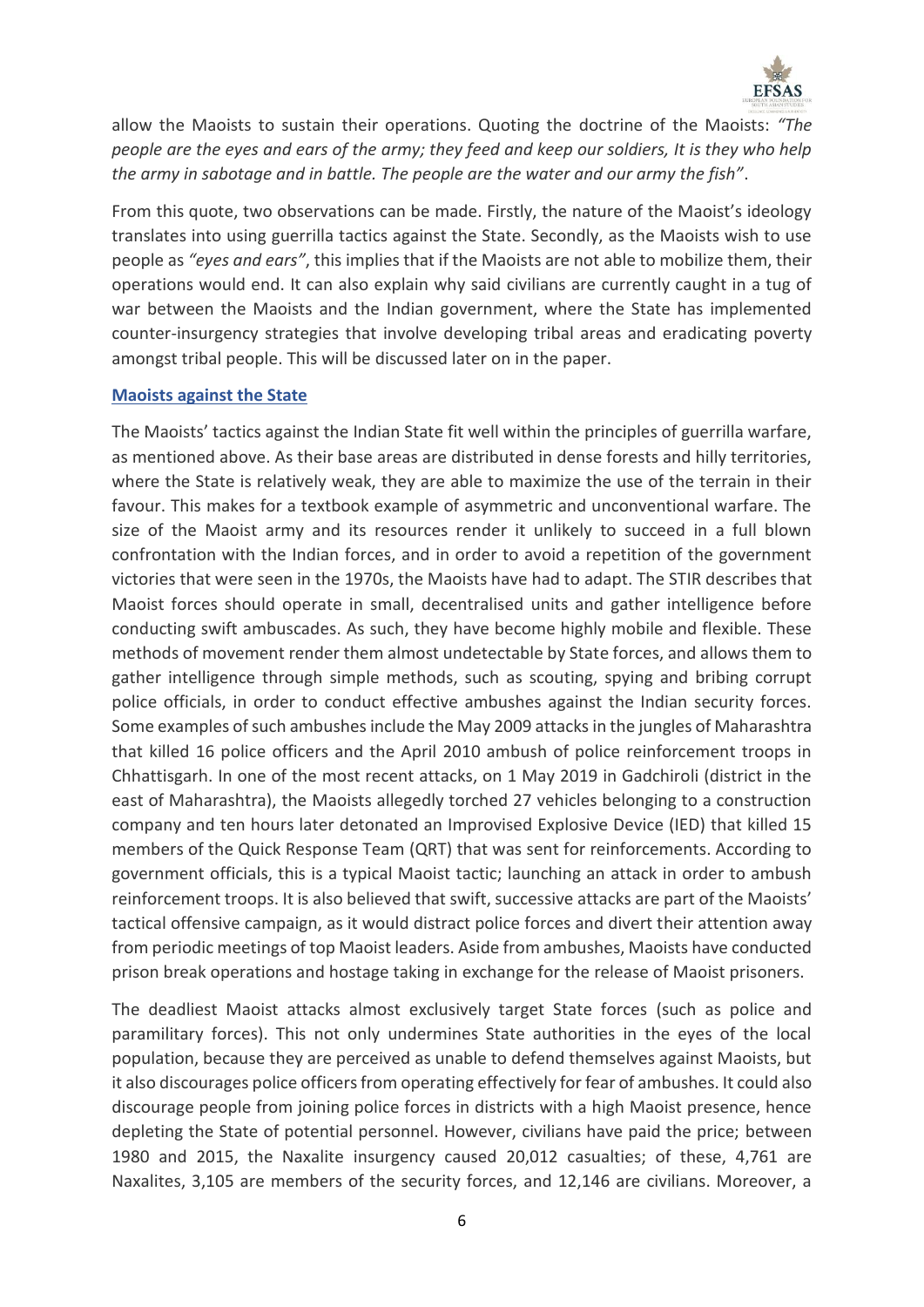allow the Maoists to sustain their operations. Quoting the doctrine of the Maoists: *"The people are the eyes and ears of the army; they feed and keep our soldiers, It is they who help the army in sabotage and in battle. The people are the water and our army the fish"*.

From this quote, two observations can be made. Firstly, the nature of the Maoist's ideology translates into using guerrilla tactics against the State. Secondly, as the Maoists wish to use people as *"eyes and ears"*, this implies that if the Maoists are not able to mobilize them, their operations would end. It can also explain why said civilians are currently caught in a tug of war between the Maoists and the Indian government, where the State has implemented counter-insurgency strategies that involve developing tribal areas and eradicating poverty amongst tribal people. This will be discussed later on in the paper.

## Maoists against the State

The Maoists' tactics against the Indian State fit well within the principles of guerrilla warfare, as mentioned above. As their base areas are distributed in dense forests and hilly territories, where the State is relatively weak, they are able to maximize the use of the terrain in their favour. This makes for a textbook example of asymmetric and unconventional warfare. The size of the Maoist army and its resources render it unlikely to succeed in a full blown confrontation with the Indian forces, and in order to avoid a repetition of the government victories that were seen in the 1970s, the Maoists have had to adapt. The STIR describes that Maoist forces should operate in small, decentralised units and gather intelligence before conducting swift ambuscades. As such, they have become highly mobile and flexible. These methods of movement render them almost undetectable by State forces, and allows them to gather intelligence through simple methods, such as scouting, spying and bribing corrupt police officials, in order to conduct effective ambushes against the Indian security forces. Some examples of such ambushes include the May 2009 attacks in the jungles of Maharashtra that killed 16 police officers and the April 2010 ambush of police reinforcement troops in Chhattisgarh. In one of the most recent attacks, on 1 May 2019 in Gadchiroli (district in the east of Maharashtra), the Maoists allegedly torched 27 vehicles belonging to a construction company and ten hours later detonated an Improvised Explosive Device (IED) that killed 15 members of the Quick Response Team (QRT) that was sent for reinforcements. According to government officials, this is a typical Maoist tactic; launching an attack in order to ambush reinforcement troops. It is also believed that swift, successive attacks are part of the Maoists' tactical offensive campaign, as it would distract police forces and divert their attention away from periodic meetings of top Maoist leaders. Aside from ambushes, Maoists have conducted prison break operations and hostage taking in exchange for the release of Maoist prisoners.

The deadliest Maoist attacks almost exclusively target State forces (such as police and paramilitary forces). This not only undermines State authorities in the eyes of the local population, because they are perceived as unable to defend themselves against Maoists, but it also discourages police officers from operating effectively for fear of ambushes. It could also discourage people from joining police forces in districts with a high Maoist presence, hence depleting the State of potential personnel. However, civilians have paid the price; between 1980 and 2015, the Naxalite insurgency caused 20,012 casualties; of these, 4,761 are Naxalites, 3,105 are members of the security forces, and 12,146 are civilians. Moreover, a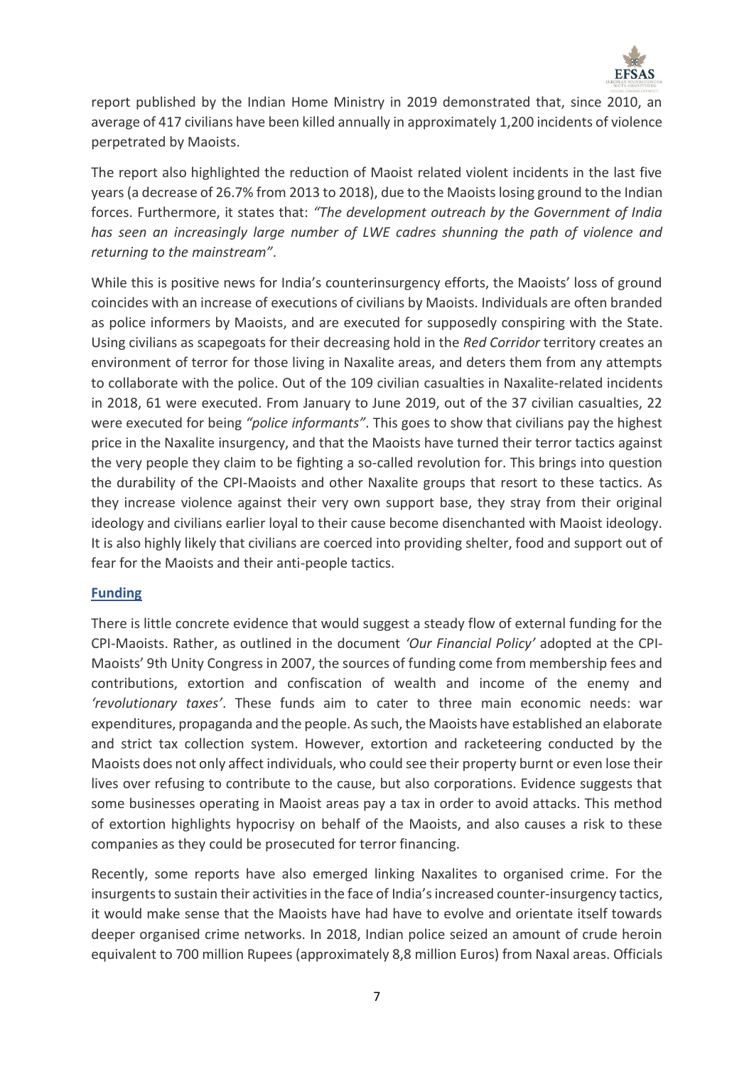report published by the Indian Home Ministry in 2019 demonstrated that, since 2010, an average of 417 civilians have been killed annually in approximately 1,200 incidents of violence perpetrated by Maoists.

The report also highlighted the reduction of Maoist related violent incidents in the last five years (a decrease of 26.7% from 2013 to 2018), due to the Maoists losing ground to the Indian forces. Furthermore, it states that: *"The development outreach by the Government of India has seen an increasingly large number of LWE cadres shunning the path of violence and returning to the mainstream"*.

While this is positive news for India's counterinsurgency efforts, the Maoists' loss of ground coincides with an increase of executions of civilians by Maoists. Individuals are often branded as police informers by Maoists, and are executed for supposedly conspiring with the State. Using civilians as scapegoats for their decreasing hold in the *Red Corridor* territory creates an environment of terror for those living in Naxalite areas, and deters them from any attempts to collaborate with the police. Out of the 109 civilian casualties in Naxalite-related incidents in 2018, 61 were executed. From January to June 2019, out of the 37 civilian casualties, 22 were executed for being *"police informants"*. This goes to show that civilians pay the highest price in the Naxalite insurgency, and that the Maoists have turned their terror tactics against the very people they claim to be fighting a so-called revolution for. This brings into question the durability of the CPI-Maoists and other Naxalite groups that resort to these tactics. As they increase violence against their very own support base, they stray from their original ideology and civilians earlier loyal to their cause become disenchanted with Maoist ideology. It is also highly likely that civilians are coerced into providing shelter, food and support out of fear for the Maoists and their anti-people tactics.

## Funding

There is little concrete evidence that would suggest a steady flow of external funding for the CPI-Maoists. Rather, as outlined in the document *'Our Financial Policy'* adopted at the CPI-Maoists' 9th Unity Congress in 2007, the sources of funding come from membership fees and contributions, extortion and confiscation of wealth and income of the enemy and *'revolutionary taxes'*. These funds aim to cater to three main economic needs: war expenditures, propaganda and the people. As such, the Maoists have established an elaborate and strict tax collection system. However, extortion and racketeering conducted by the Maoists does not only affect individuals, who could see their property burnt or even lose their lives over refusing to contribute to the cause, but also corporations. Evidence suggests that some businesses operating in Maoist areas pay a tax in order to avoid attacks. This method of extortion highlights hypocrisy on behalf of the Maoists, and also causes a risk to these companies as they could be prosecuted for terror financing.

Recently, some reports have also emerged linking Naxalites to organised crime. For the insurgents to sustain their activities in the face of India's increased counter-insurgency tactics, it would make sense that the Maoists have had have to evolve and orientate itself towards deeper organised crime networks. In 2018, Indian police seized an amount of crude heroin equivalent to 700 million Rupees (approximately 8,8 million Euros) from Naxal areas. Officials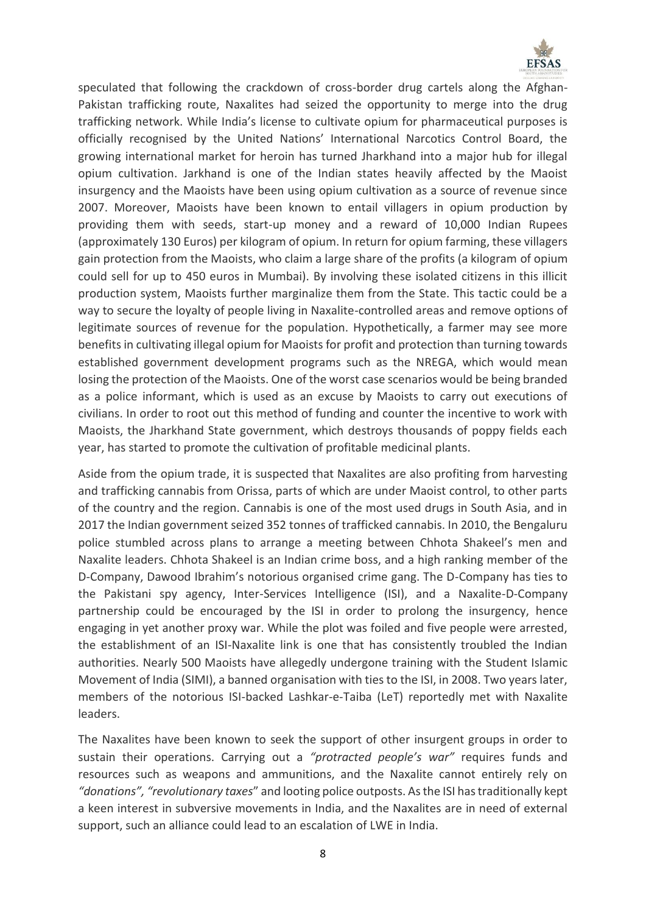speculated that following the crackdown of cross-border drug cartels along the Afghan-Pakistan trafficking route, Naxalites had seized the opportunity to merge into the drug trafficking network. While India's license to cultivate opium for pharmaceutical purposes is officially recognised by the United Nations' International Narcotics Control Board, the growing international market for heroin has turned Jharkhand into a major hub for illegal opium cultivation. Jarkhand is one of the Indian states heavily affected by the Maoist insurgency and the Maoists have been using opium cultivation as a source of revenue since 2007. Moreover, Maoists have been known to entail villagers in opium production by providing them with seeds, start-up money and a reward of 10,000 Indian Rupees (approximately 130 Euros) per kilogram of opium. In return for opium farming, these villagers gain protection from the Maoists, who claim a large share of the profits (a kilogram of opium could sell for up to 450 euros in Mumbai). By involving these isolated citizens in this illicit production system, Maoists further marginalize them from the State. This tactic could be a way to secure the loyalty of people living in Naxalite-controlled areas and remove options of legitimate sources of revenue for the population. Hypothetically, a farmer may see more benefits in cultivating illegal opium for Maoists for profit and protection than turning towards established government development programs such as the NREGA, which would mean losing the protection of the Maoists. One of the worst case scenarios would be being branded as a police informant, which is used as an excuse by Maoists to carry out executions of civilians. In order to root out this method of funding and counter the incentive to work with Maoists, the Jharkhand State government, which destroys thousands of poppy fields each year, has started to promote the cultivation of profitable medicinal plants.

Aside from the opium trade, it is suspected that Naxalites are also profiting from harvesting and trafficking cannabis from Orissa, parts of which are under Maoist control, to other parts of the country and the region. Cannabis is one of the most used drugs in South Asia, and in 2017 the Indian government seized 352 tonnes of trafficked cannabis. In 2010, the Bengaluru police stumbled across plans to arrange a meeting between Chhota Shakeel's men and Naxalite leaders. Chhota Shakeel is an Indian crime boss, and a high ranking member of the D-Company, Dawood Ibrahim's notorious organised crime gang. The D-Company has ties to the Pakistani spy agency, Inter-Services Intelligence (ISI), and a Naxalite-D-Company partnership could be encouraged by the ISI in order to prolong the insurgency, hence engaging in yet another proxy war. While the plot was foiled and five people were arrested, the establishment of an ISI-Naxalite link is one that has consistently troubled the Indian authorities. Nearly 500 Maoists have allegedly undergone training with the Student Islamic Movement of India (SIMI), a banned organisation with ties to the ISI, in 2008. Two years later, members of the notorious ISI-backed Lashkar-e-Taiba (LeT) reportedly met with Naxalite leaders.

The Naxalites have been known to seek the support of other insurgent groups in order to sustain their operations. Carrying out a *"protracted people's war"* requires funds and resources such as weapons and ammunitions, and the Naxalite cannot entirely rely on *"donations", "revolutionary taxes*" and looting police outposts. As the ISI has traditionally kept a keen interest in subversive movements in India, and the Naxalites are in need of external support, such an alliance could lead to an escalation of LWE in India.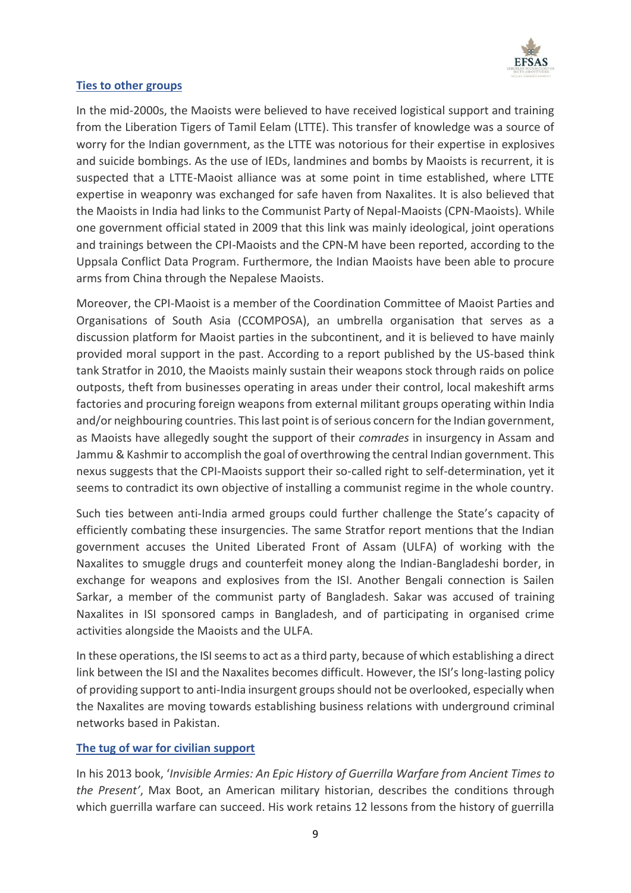## Ties to other groups

In the mid-2000s, the Maoists were believed to have received logistical support and training from the Liberation Tigers of Tamil Eelam (LTTE). This transfer of knowledge was a source of worry for the Indian government, as the LTTE was notorious for their expertise in explosives and suicide bombings. As the use of IEDs, landmines and bombs by Maoists is recurrent, it is suspected that a LTTE-Maoist alliance was at some point in time established, where LTTE expertise in weaponry was exchanged for safe haven from Naxalites. It is also believed that the Maoists in India had links to the Communist Party of Nepal-Maoists (CPN-Maoists). While one government official stated in 2009 that this link was mainly ideological, joint operations and trainings between the CPI-Maoists and the CPN-M have been reported, according to the Uppsala Conflict Data Program. Furthermore, the Indian Maoists have been able to procure arms from China through the Nepalese Maoists.

Moreover, the CPI-Maoist is a member of the Coordination Committee of Maoist Parties and Organisations of South Asia (CCOMPOSA), an umbrella organisation that serves as a discussion platform for Maoist parties in the subcontinent, and it is believed to have mainly provided moral support in the past. According to a report published by the US-based think tank Stratfor in 2010, the Maoists mainly sustain their weapons stock through raids on police outposts, theft from businesses operating in areas under their control, local makeshift arms factories and procuring foreign weapons from external militant groups operating within India and/or neighbouring countries. This last point is of serious concern for the Indian government, as Maoists have allegedly sought the support of their *comrades* in insurgency in Assam and Jammu & Kashmir to accomplish the goal of overthrowing the central Indian government. This nexus suggests that the CPI-Maoists support their so-called right to self-determination, yet it seems to contradict its own objective of installing a communist regime in the whole country.

Such ties between anti-India armed groups could further challenge the State's capacity of efficiently combating these insurgencies. The same Stratfor report mentions that the Indian government accuses the United Liberated Front of Assam (ULFA) of working with the Naxalites to smuggle drugs and counterfeit money along the Indian-Bangladeshi border, in exchange for weapons and explosives from the ISI. Another Bengali connection is Sailen Sarkar, a member of the communist party of Bangladesh. Sakar was accused of training Naxalites in ISI sponsored camps in Bangladesh, and of participating in organised crime activities alongside the Maoists and the ULFA.

In these operations, the ISI seems to act as a third party, because of which establishing a direct link between the ISI and the Naxalites becomes difficult. However, the ISI's long-lasting policy of providing support to anti-India insurgent groups should not be overlooked, especially when the Naxalites are moving towards establishing business relations with underground criminal networks based in Pakistan.

## The tug of war for civilian support

In his 2013 book, '*Invisible Armies: An Epic History of Guerrilla Warfare from Ancient Times to the Present'*, Max Boot, an American military historian, describes the conditions through which guerrilla warfare can succeed. His work retains 12 lessons from the history of guerrilla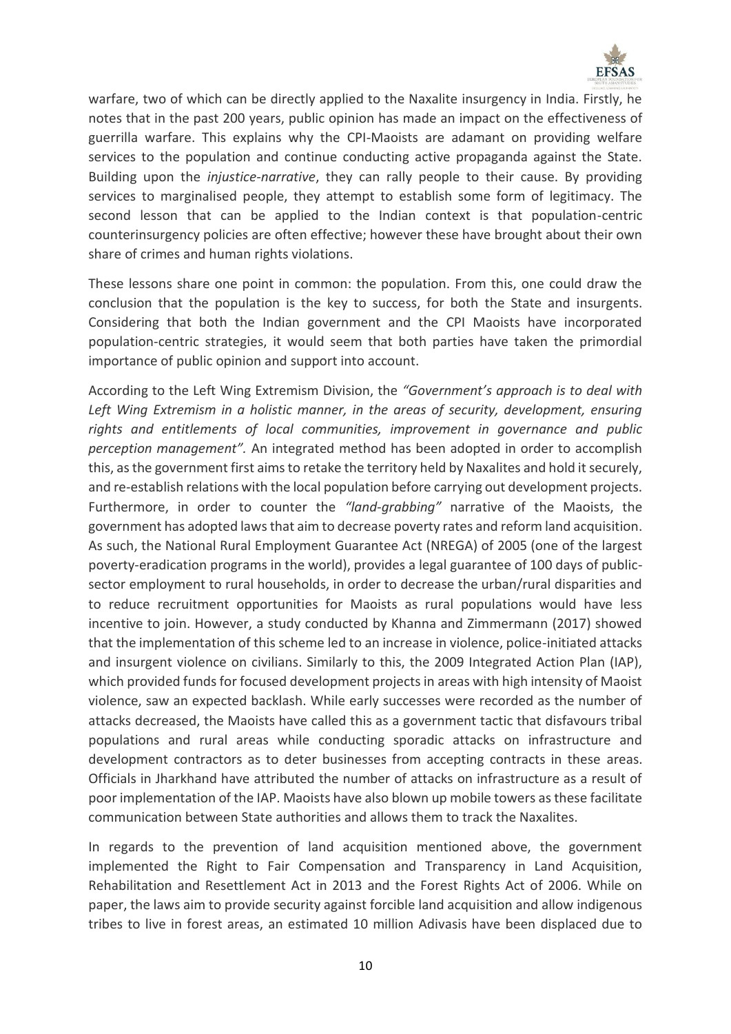warfare, two of which can be directly applied to the Naxalite insurgency in India. Firstly, he notes that in the past 200 years, public opinion has made an impact on the effectiveness of guerrilla warfare. This explains why the CPI-Maoists are adamant on providing welfare services to the population and continue conducting active propaganda against the State. Building upon the *injustice-narrative*, they can rally people to their cause. By providing services to marginalised people, they attempt to establish some form of legitimacy. The second lesson that can be applied to the Indian context is that population-centric counterinsurgency policies are often effective; however these have brought about their own share of crimes and human rights violations.

These lessons share one point in common: the population. From this, one could draw the conclusion that the population is the key to success, for both the State and insurgents. Considering that both the Indian government and the CPI Maoists have incorporated population-centric strategies, it would seem that both parties have taken the primordial importance of public opinion and support into account.

According to the Left Wing Extremism Division, the *"Government's approach is to deal with Left Wing Extremism in a holistic manner, in the areas of security, development, ensuring rights and entitlements of local communities, improvement in governance and public perception management"*. An integrated method has been adopted in order to accomplish this, as the government first aims to retake the territory held by Naxalites and hold it securely, and re-establish relations with the local population before carrying out development projects. Furthermore, in order to counter the *"land-grabbing"* narrative of the Maoists, the government has adopted laws that aim to decrease poverty rates and reform land acquisition. As such, the National Rural Employment Guarantee Act (NREGA) of 2005 (one of the largest poverty-eradication programs in the world), provides a legal guarantee of 100 days of public-sector employment to rural households, in order to decrease the urban/rural disparities and to reduce recruitment opportunities for Maoists as rural populations would have less incentive to join. However, a study conducted by Khanna and Zimmermann (2017) showed that the implementation of this scheme led to an increase in violence, police-initiated attacks and insurgent violence on civilians. Similarly to this, the 2009 Integrated Action Plan (IAP), which provided funds for focused development projects in areas with high intensity of Maoist violence, saw an expected backlash. While early successes were recorded as the number of attacks decreased, the Maoists have called this as a government tactic that disfavours tribal populations and rural areas while conducting sporadic attacks on infrastructure and development contractors as to deter businesses from accepting contracts in these areas. Officials in Jharkhand have attributed the number of attacks on infrastructure as a result of poor implementation of the IAP. Maoists have also blown up mobile towers as these facilitate communication between State authorities and allows them to track the Naxalites.

In regards to the prevention of land acquisition mentioned above, the government implemented the Right to Fair Compensation and Transparency in Land Acquisition, Rehabilitation and Resettlement Act in 2013 and the Forest Rights Act of 2006. While on paper, the laws aim to provide security against forcible land acquisition and allow indigenous tribes to live in forest areas, an estimated 10 million Adivasis have been displaced due to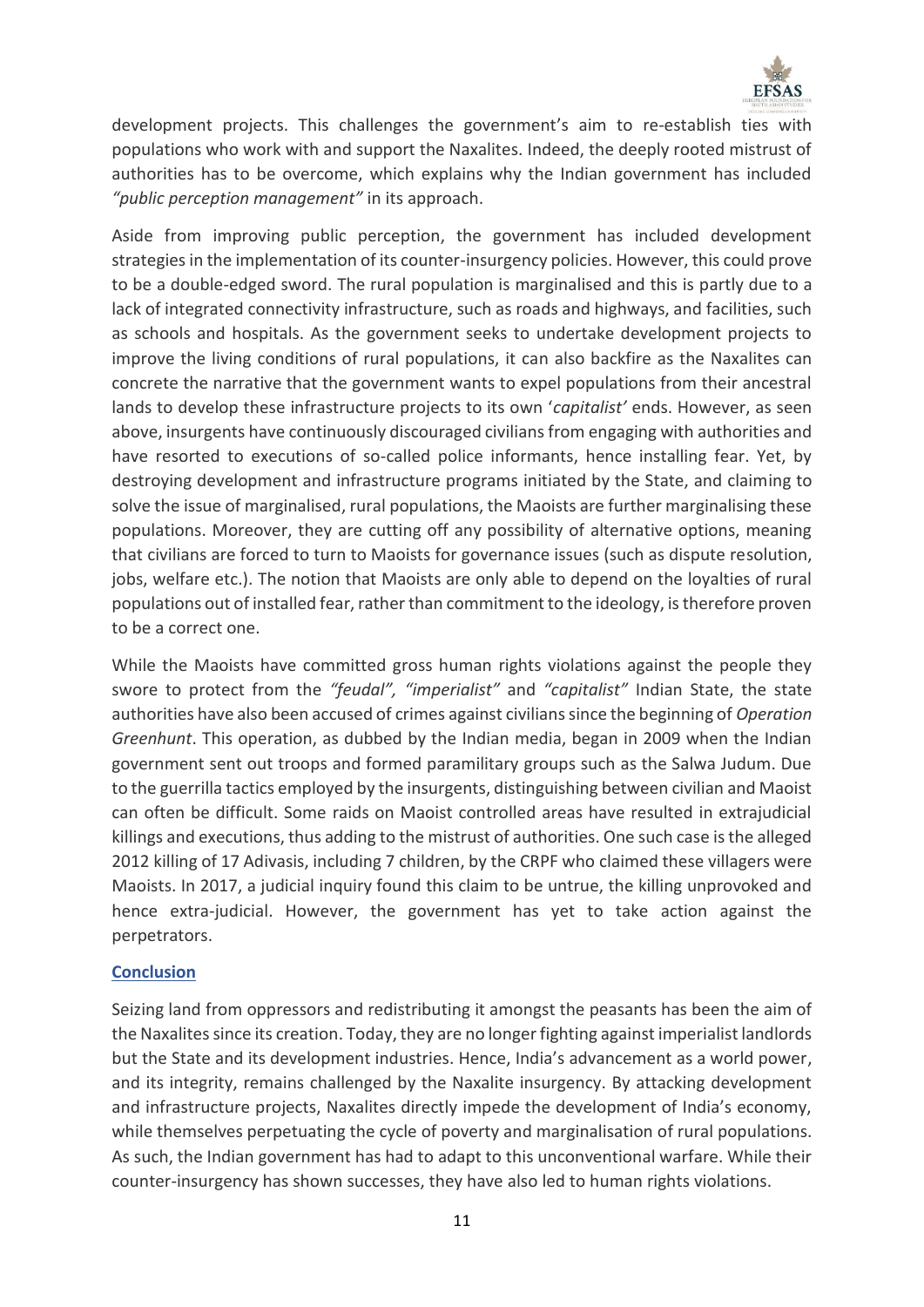development projects. This challenges the government's aim to re-establish ties with populations who work with and support the Naxalites. Indeed, the deeply rooted mistrust of authorities has to be overcome, which explains why the Indian government has included *"public perception management"* in its approach.

Aside from improving public perception, the government has included development strategies in the implementation of its counter-insurgency policies. However, this could prove to be a double-edged sword. The rural population is marginalised and this is partly due to a lack of integrated connectivity infrastructure, such as roads and highways, and facilities, such as schools and hospitals. As the government seeks to undertake development projects to improve the living conditions of rural populations, it can also backfire as the Naxalites can concrete the narrative that the government wants to expel populations from their ancestral lands to develop these infrastructure projects to its own '*capitalist'* ends. However, as seen above, insurgents have continuously discouraged civilians from engaging with authorities and have resorted to executions of so-called police informants, hence installing fear. Yet, by destroying development and infrastructure programs initiated by the State, and claiming to solve the issue of marginalised, rural populations, the Maoists are further marginalising these populations. Moreover, they are cutting off any possibility of alternative options, meaning that civilians are forced to turn to Maoists for governance issues (such as dispute resolution, jobs, welfare etc.). The notion that Maoists are only able to depend on the loyalties of rural populations out of installed fear, rather than commitment to the ideology, is therefore proven to be a correct one.

While the Maoists have committed gross human rights violations against the people they swore to protect from the *"feudal", "imperialist"* and *"capitalist"* Indian State, the state authorities have also been accused of crimes against civilians since the beginning of *Operation Greenhunt*. This operation, as dubbed by the Indian media, began in 2009 when the Indian government sent out troops and formed paramilitary groups such as the Salwa Judum. Due to the guerrilla tactics employed by the insurgents, distinguishing between civilian and Maoist can often be difficult. Some raids on Maoist controlled areas have resulted in extrajudicial killings and executions, thus adding to the mistrust of authorities. One such case is the alleged 2012 killing of 17 Adivasis, including 7 children, by the CRPF who claimed these villagers were Maoists. In 2017, a judicial inquiry found this claim to be untrue, the killing unprovoked and hence extra-judicial. However, the government has yet to take action against the perpetrators.

## Conclusion

Seizing land from oppressors and redistributing it amongst the peasants has been the aim of the Naxalites since its creation. Today, they are no longer fighting against imperialist landlords but the State and its development industries. Hence, India's advancement as a world power, and its integrity, remains challenged by the Naxalite insurgency. By attacking development and infrastructure projects, Naxalites directly impede the development of India's economy, while themselves perpetuating the cycle of poverty and marginalisation of rural populations. As such, the Indian government has had to adapt to this unconventional warfare. While their counter-insurgency has shown successes, they have also led to human rights violations.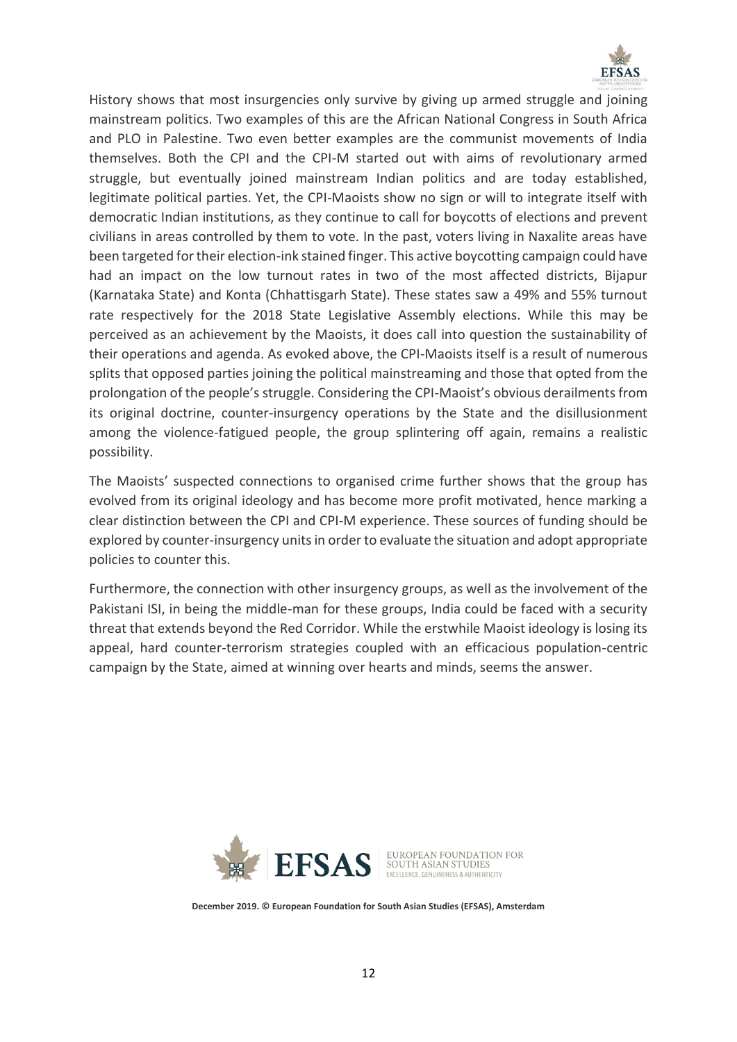History shows that most insurgencies only survive by giving up armed struggle and joining mainstream politics. Two examples of this are the African National Congress in South Africa and PLO in Palestine. Two even better examples are the communist movements of India themselves. Both the CPI and the CPI-M started out with aims of revolutionary armed struggle, but eventually joined mainstream Indian politics and are today established, legitimate political parties. Yet, the CPI-Maoists show no sign or will to integrate itself with democratic Indian institutions, as they continue to call for boycotts of elections and prevent civilians in areas controlled by them to vote. In the past, voters living in Naxalite areas have been targeted for their election-ink stained finger. This active boycotting campaign could have had an impact on the low turnout rates in two of the most affected districts, Bijapur (Karnataka State) and Konta (Chhattisgarh State). These states saw a 49% and 55% turnout rate respectively for the 2018 State Legislative Assembly elections. While this may be perceived as an achievement by the Maoists, it does call into question the sustainability of their operations and agenda. As evoked above, the CPI-Maoists itself is a result of numerous splits that opposed parties joining the political mainstreaming and those that opted from the prolongation of the people's struggle. Considering the CPI-Maoist's obvious derailments from its original doctrine, counter-insurgency operations by the State and the disillusionment among the violence-fatigued people, the group splintering off again, remains a realistic possibility.

The Maoists' suspected connections to organised crime further shows that the group has evolved from its original ideology and has become more profit motivated, hence marking a clear distinction between the CPI and CPI-M experience. These sources of funding should be explored by counter-insurgency units in order to evaluate the situation and adopt appropriate policies to counter this.

Furthermore, the connection with other insurgency groups, as well as the involvement of the Pakistani ISI, in being the middle-man for these groups, India could be faced with a security threat that extends beyond the Red Corridor. While the erstwhile Maoist ideology is losing its appeal, hard counter-terrorism strategies coupled with an efficacious population-centric campaign by the State, aimed at winning over hearts and minds, seems the answer.

EFSAS EUROPEAN FOUNDATION FOR SOUTH ASIAN STUDIES EXCELLENCE, GENUINENESS & AUTHENTICITY

**December 2019. © European Foundation for South Asian Studies (EFSAS), Amsterdam**